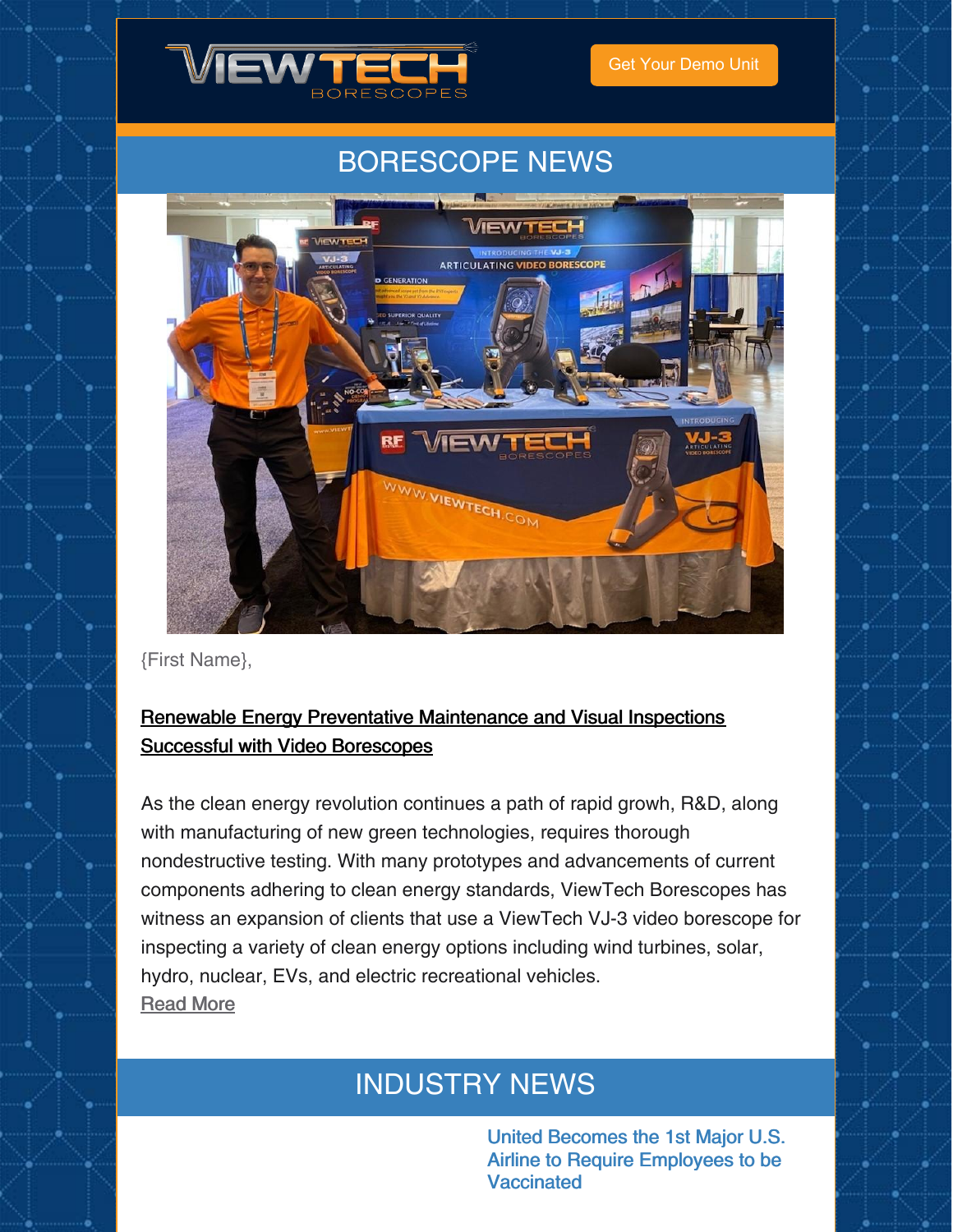Get Your Demo Unit

# BORESCOPE NEWS

{First Name},

## Renewable Energy Preventative Maintenance and Visual Inspections Successful with Video Borescopes

As the clean energy revolution continues a path of rapid growh, R&D, along with manufacturing of new green technologies, requires thorough nondestructive testing. With many prototypes and advancements of current components adhering to clean energy standards, ViewTech Borescopes has witness an expansion of clients that use a ViewTech VJ-3 video borescope for inspecting a variety of clean energy options including wind turbines, solar, hydro, nuclear, EVs, and electric recreational vehicles.

Read More

# INDUSTRY NEWS

United Becomes the 1st Major U.S. Airline to Require Employees to be Vaccinated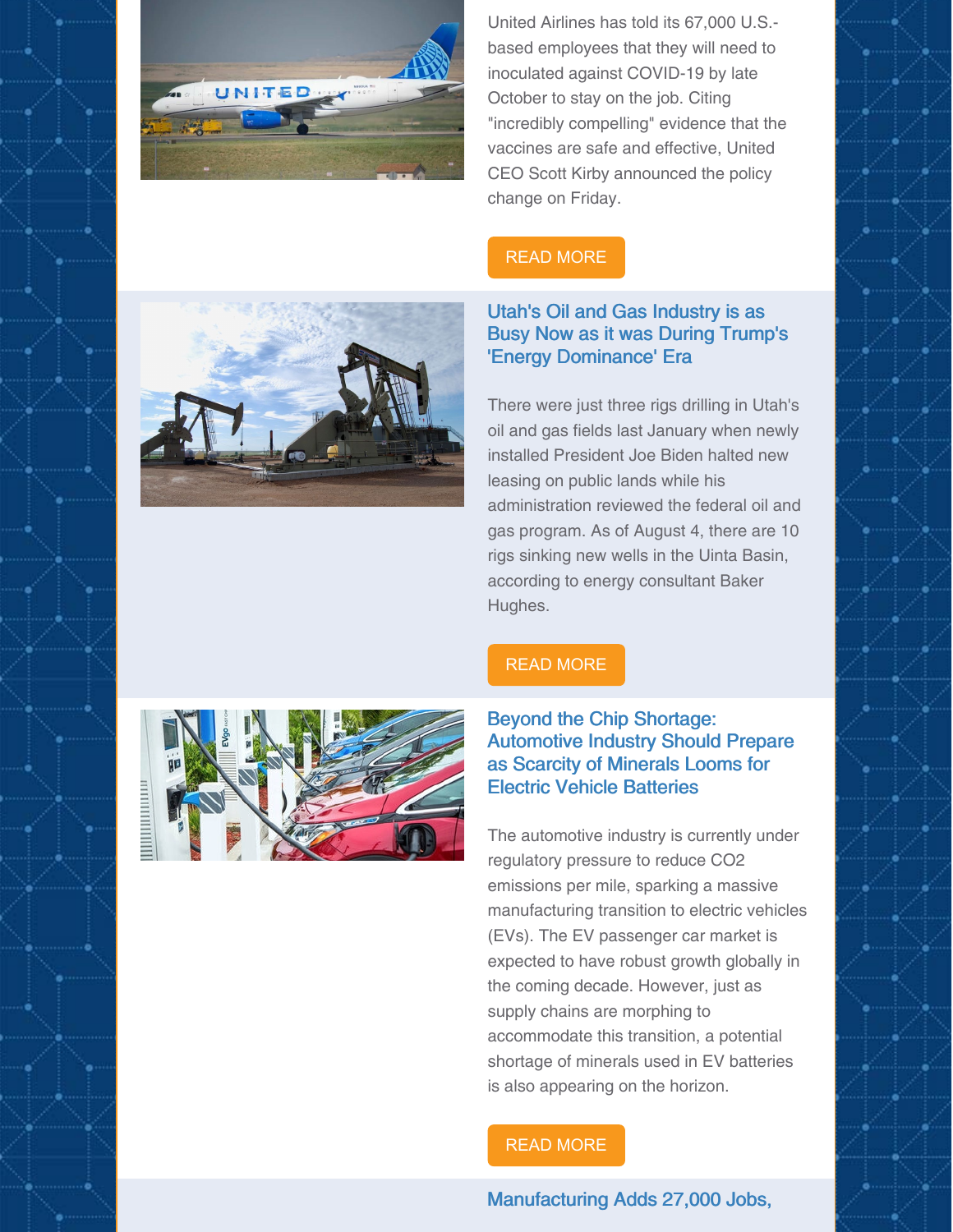United Airlines has told its 67,000 U.S.-based employees that they will need to inoculated against COVID-19 by late October to stay on the job. Citing "incredibly compelling" evidence that the vaccines are safe and effective, United CEO Scott Kirby announced the policy change on Friday.

READ MORE

### Utah's Oil and Gas Industry is as Busy Now as it was During Trump's 'Energy Dominance' Era

There were just three rigs drilling in Utah's oil and gas fields last January when newly installed President Joe Biden halted new leasing on public lands while his administration reviewed the federal oil and gas program. As of August 4, there are 10 rigs sinking new wells in the Uinta Basin, according to energy consultant Baker Hughes.

READ MORE

### Beyond the Chip Shortage: Automotive Industry Should Prepare as Scarcity of Minerals Looms for Electric Vehicle Batteries

The automotive industry is currently under regulatory pressure to reduce $CO_2$ emissions per mile, sparking a massive manufacturing transition to electric vehicles (EVs). The EV passenger car market is expected to have robust growth globally in the coming decade. However, just as supply chains are morphing to accommodate this transition, a potential shortage of minerals used in EV batteries is also appearing on the horizon.

READ MORE

### Manufacturing Adds 27,000 Jobs,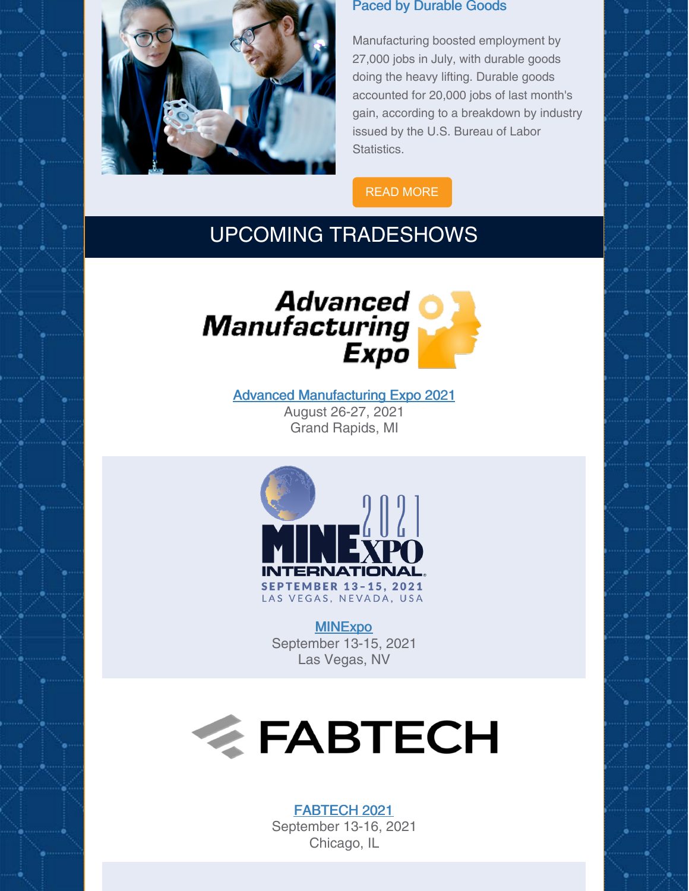### Paced by Durable Goods

Manufacturing boosted employment by 27,000 jobs in July, with durable goods doing the heavy lifting. Durable goods accounted for 20,000 jobs of last month's gain, according to a breakdown by industry issued by the U.S. Bureau of Labor Statistics.

READ MORE

## UPCOMING TRADESHOWS

[Advanced Manufacturing Expo 2021]
August 26-27, 2021
Grand Rapids, MI

[MINExpo]
September 13-15, 2021
Las Vegas, NV

[FABTECH 2021]
September 13-16, 2021
Chicago, IL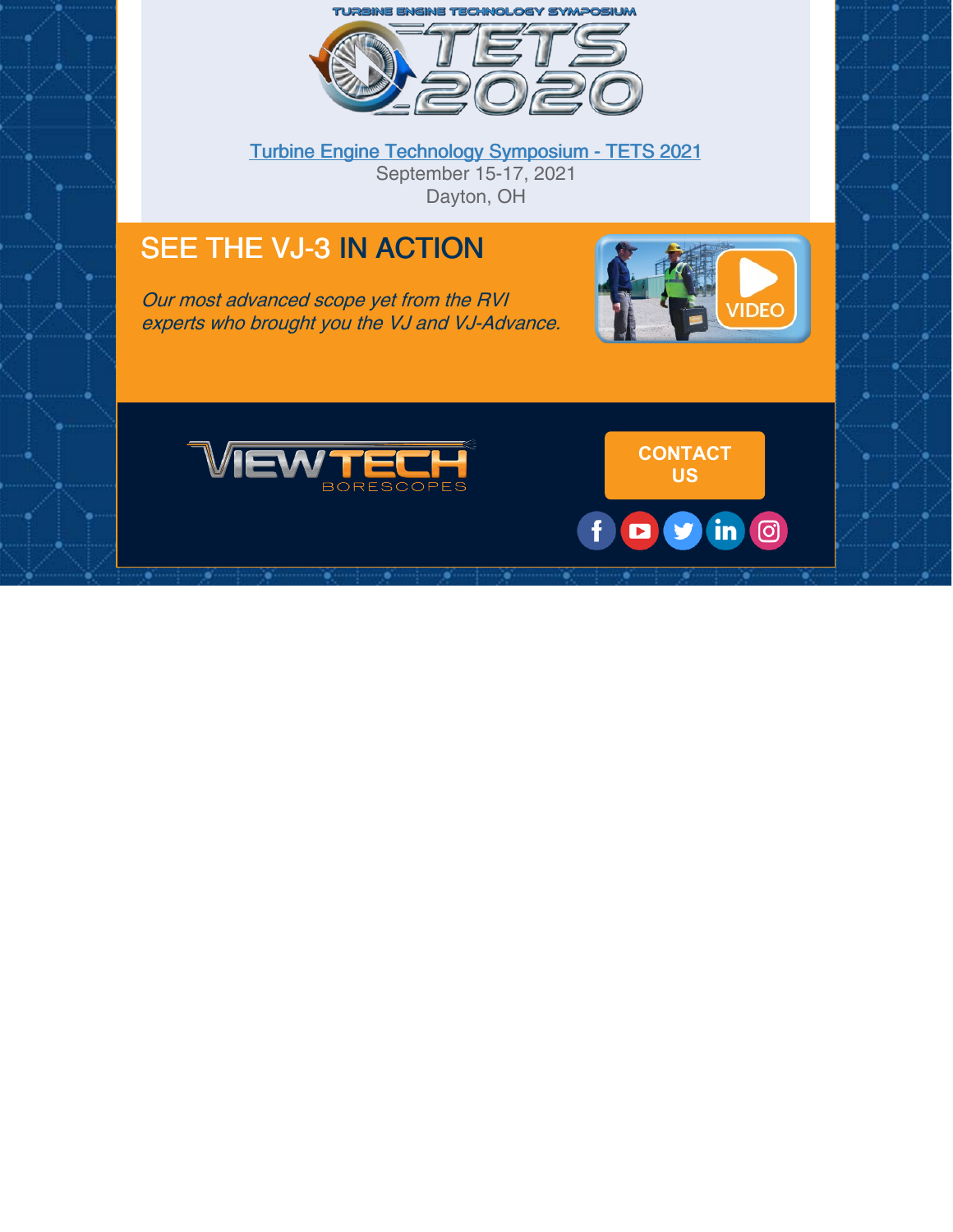Turbine Engine Technology Symposium - TETS 2021
September 15-17, 2021
Dayton, OH

## SEE THE VJ-3 IN ACTION

*Our most advanced scope yet from the RVI experts who brought you the VJ and VJ-Advance.*

**CONTACT US**